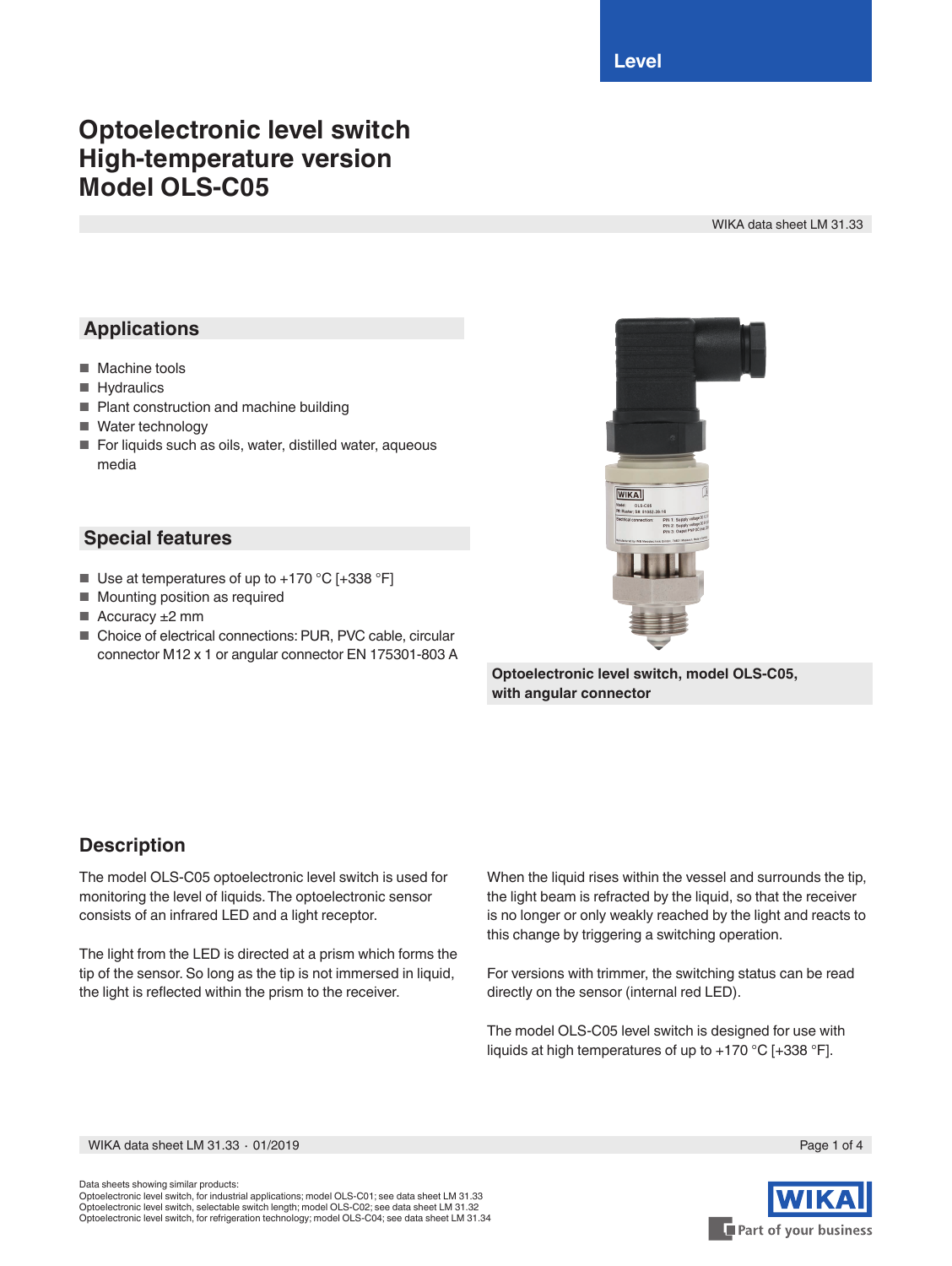Level

# Optoelectronic level switch
# High-temperature version
# Model OLS-C05

WIKA data sheet LM 31.33

## Applications

- Machine tools
- Hydraulics
- Plant construction and machine building
- Water technology
- For liquids such as oils, water, distilled water, aqueous media

## Special features

- Use at temperatures of up to +170 °C [+338 °F]
- Mounting position as required
- Accuracy ±2 mm
- Choice of electrical connections: PUR, PVC cable, circular connector M12 x 1 or angular connector EN 175301-803 A

**Optoelectronic level switch, model OLS-C05, with angular connector**

## Description

The model OLS-C05 optoelectronic level switch is used for monitoring the level of liquids. The optoelectronic sensor consists of an infrared LED and a light receptor.

The light from the LED is directed at a prism which forms the tip of the sensor. So long as the tip is not immersed in liquid, the light is reflected within the prism to the receiver.

When the liquid rises within the vessel and surrounds the tip, the light beam is refracted by the liquid, so that the receiver is no longer or only weakly reached by the light and reacts to this change by triggering a switching operation.

For versions with trimmer, the switching status can be read directly on the sensor (internal red LED).

The model OLS-C05 level switch is designed for use with liquids at high temperatures of up to +170 °C [+338 °F].

Data sheets showing similar products:
Optoelectronic level switch, for industrial applications; model OLS-C01; see data sheet LM 31.33
Optoelectronic level switch, selectable switch length; model OLS-C02; see data sheet LM 31.32
Optoelectronic level switch, for refrigeration technology; model OLS-C04; see data sheet LM 31.34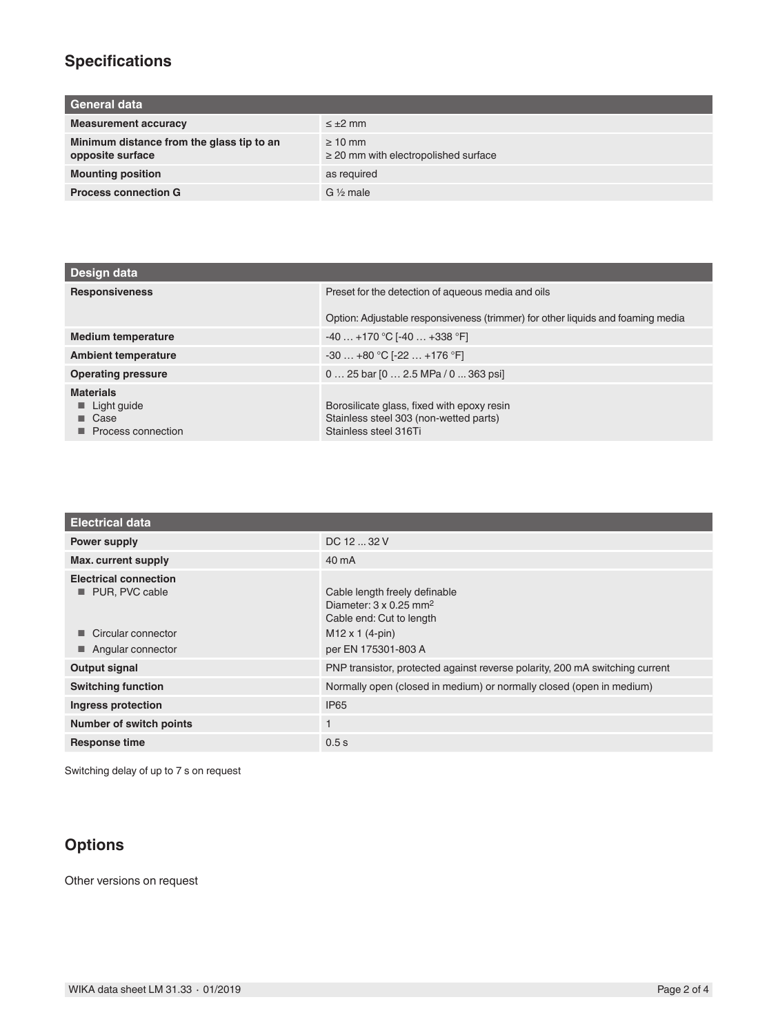## Specifications

| General data | |
|---|---|
| **Measurement accuracy** | ≤ ±2 mm |
| **Minimum distance from the glass tip to an opposite surface** | ≥ 10 mm<br>≥ 20 mm with electropolished surface |
| **Mounting position** | as required |
| **Process connection G** | G ½ male |

| Design data | |
|---|---|
| **Responsiveness** | Preset for the detection of aqueous media and oils<br><br>Option: Adjustable responsiveness (trimmer) for other liquids and foaming media |
| **Medium temperature** | -40 … +170 °C [-40 … +338 °F] |
| **Ambient temperature** | -30 … +80 °C [-22 … +176 °F] |
| **Operating pressure** | 0 … 25 bar [0 … 2.5 MPa / 0 ... 363 psi] |
| **Materials** | |
| ■ Light guide | Borosilicate glass, fixed with epoxy resin |
| ■ Case | Stainless steel 303 (non-wetted parts) |
| ■ Process connection | Stainless steel 316Ti |

| Electrical data | |
|---|---|
| **Power supply** | DC 12 ... 32 V |
| **Max. current supply** | 40 mA |
| **Electrical connection** | |
| ■ PUR, PVC cable | Cable length freely definable<br>Diameter: 3 x 0.25 $mm^2$<br>Cable end: Cut to length |
| ■ Circular connector | M12 x 1 (4-pin) |
| ■ Angular connector | per EN 175301-803 A |
| **Output signal** | PNP transistor, protected against reverse polarity, 200 mA switching current |
| **Switching function** | Normally open (closed in medium) or normally closed (open in medium) |
| **Ingress protection** | IP65 |
| **Number of switch points** | 1 |
| **Response time** | 0.5 s |

Switching delay of up to 7 s on request

## Options

Other versions on request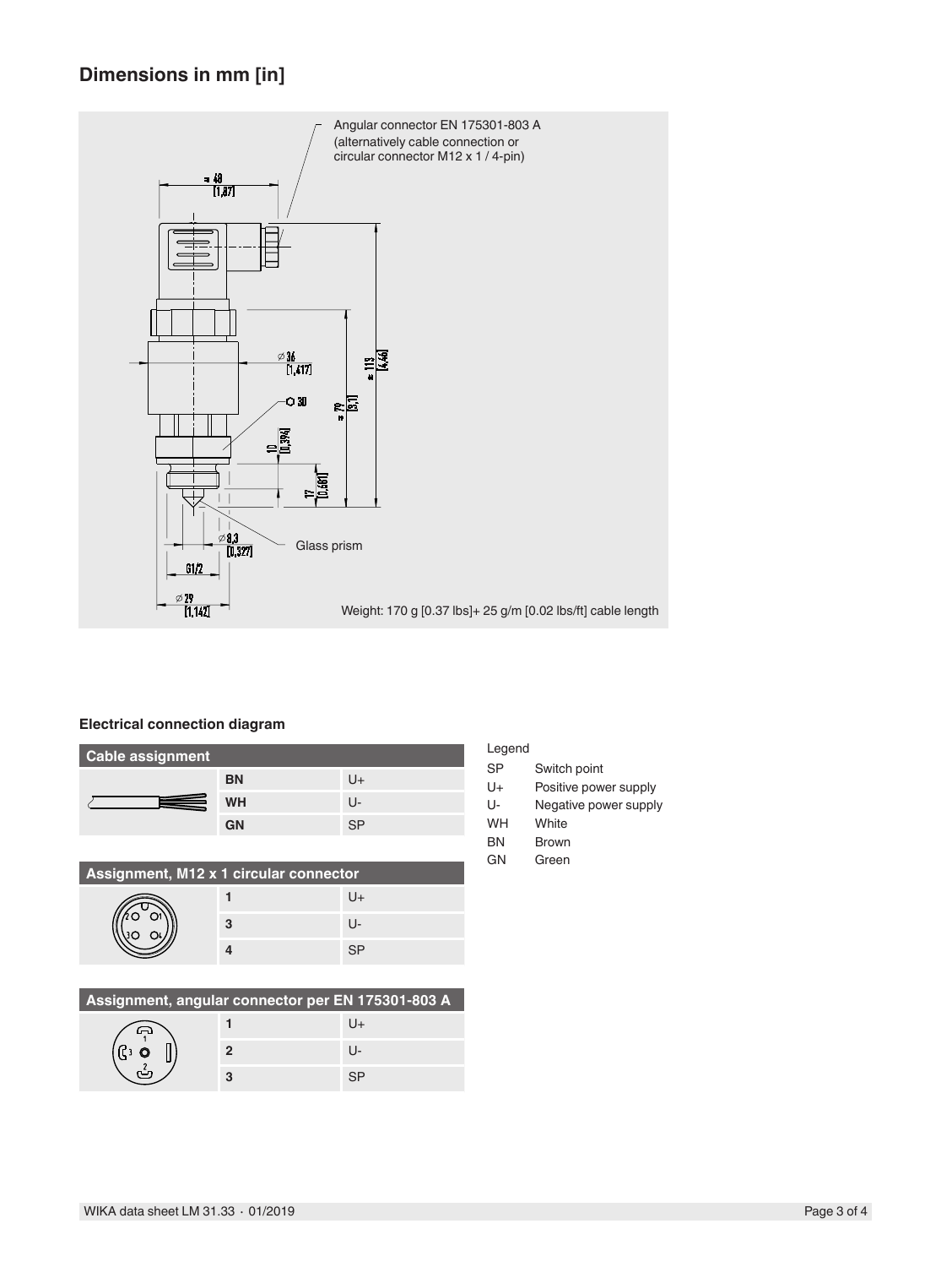## Dimensions in mm [in]

Angular connector EN 175301-803 A
(alternatively cable connection or
circular connector M12 x 1 / 4-pin)

≈ 48
[1.87]

∅ 36
[1.417]

⬡ 30

≈ 113
[4.46]

≈ 79
[3.11]

10
[0.394]

17
[0.681]

∅ 8.3
[0.327]

Glass prism

G1/2

∅ 29
[1.142]

Weight: 170 g [0.37 lbs]+ 25 g/m [0.02 lbs/ft] cable length

### Electrical connection diagram

| Cable assignment | | |
|---|---|---|
| | BN | U+ |
| | WH | U- |
| | GN | SP |

| Assignment, M12 x 1 circular connector | | |
|---|---|---|
| | 1 | U+ |
| | 3 | U- |
| | 4 | SP |

| Assignment, angular connector per EN 175301-803 A | | |
|---|---|---|
| | 1 | U+ |
| | 2 | U- |
| | 3 | SP |

Legend

| | |
|---|---|
| SP | Switch point |
| U+ | Positive power supply |
| U- | Negative power supply |
| WH | White |
| BN | Brown |
| GN | Green |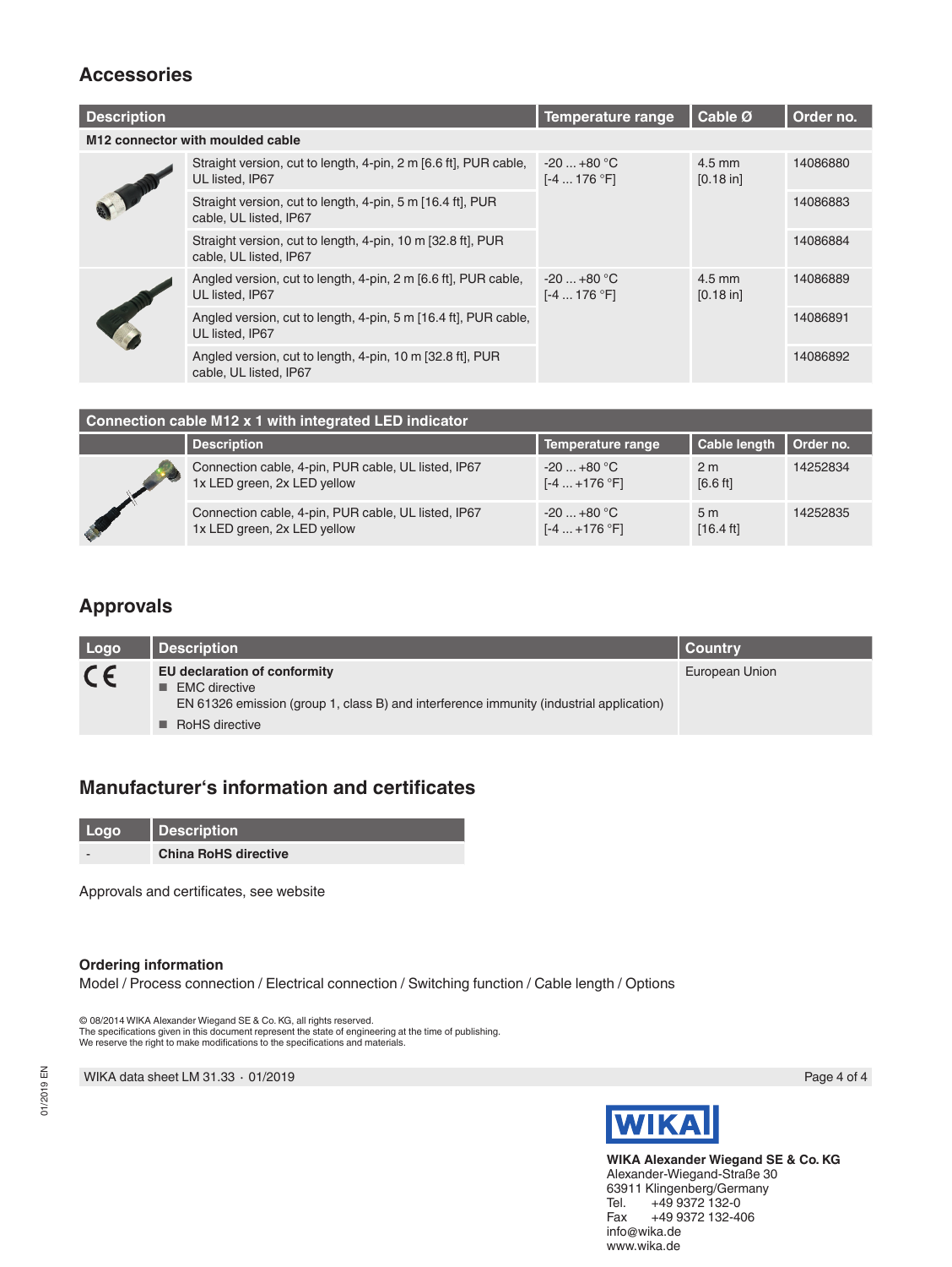## Accessories

| Description | | Temperature range | Cable Ø | Order no. |
|---|---|---|---|---|
| **M12 connector with moulded cable** | | | | |
| | Straight version, cut to length, 4-pin, 2 m [6.6 ft], PUR cable, UL listed, IP67 | -20 ... +80 °C [-4 ... 176 °F] | 4.5 mm [0.18 in] | 14086880 |
| | Straight version, cut to length, 4-pin, 5 m [16.4 ft], PUR cable, UL listed, IP67 | | | 14086883 |
| | Straight version, cut to length, 4-pin, 10 m [32.8 ft], PUR cable, UL listed, IP67 | | | 14086884 |
| | Angled version, cut to length, 4-pin, 2 m [6.6 ft], PUR cable, UL listed, IP67 | -20 ... +80 °C [-4 ... 176 °F] | 4.5 mm [0.18 in] | 14086889 |
| | Angled version, cut to length, 4-pin, 5 m [16.4 ft], PUR cable, UL listed, IP67 | | | 14086891 |
| | Angled version, cut to length, 4-pin, 10 m [32.8 ft], PUR cable, UL listed, IP67 | | | 14086892 |

| Connection cable M12 x 1 with integrated LED indicator | | | | |
|---|---|---|---|---|
| | **Description** | **Temperature range** | **Cable length** | **Order no.** |
| | Connection cable, 4-pin, PUR cable, UL listed, IP67 1x LED green, 2x LED yellow | -20 ... +80 °C [-4 ... +176 °F] | 2 m [6.6 ft] | 14252834 |
| | Connection cable, 4-pin, PUR cable, UL listed, IP67 1x LED green, 2x LED yellow | -20 ... +80 °C [-4 ... +176 °F] | 5 m [16.4 ft] | 14252835 |

## Approvals

| Logo | Description | Country |
|---|---|---|
| CE | **EU declaration of conformity**<br>■ EMC directive<br>EN 61326 emission (group 1, class B) and interference immunity (industrial application)<br>■ RoHS directive | European Union |

## Manufacturer's information and certificates

| Logo | Description |
|---|---|
| - | **China RoHS directive** |

Approvals and certificates, see website

**Ordering information**

Model / Process connection / Electrical connection / Switching function / Cable length / Options

© 08/2014 WIKA Alexander Wiegand SE & Co. KG, all rights reserved.
The specifications given in this document represent the state of engineering at the time of publishing.
We reserve the right to make modifications to the specifications and materials.

WIKA data sheet LM 31.33 · 01/2019

**WIKA Alexander Wiegand SE & Co. KG**
Alexander-Wiegand-Straße 30
63911 Klingenberg/Germany
Tel. +49 9372 132-0
Fax +49 9372 132-406
info@wika.de
www.wika.de